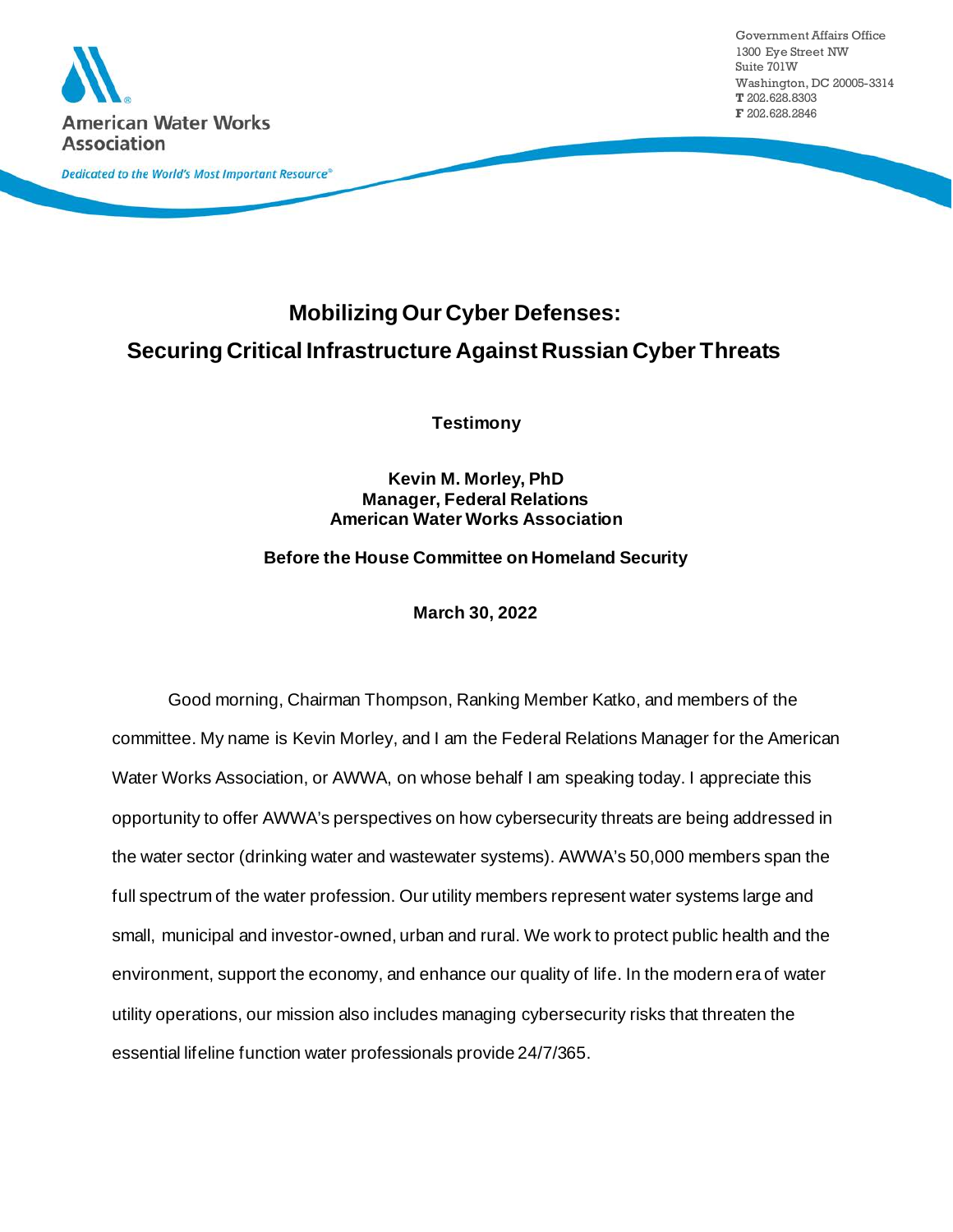American Water Works Association

*Dedicated to the World's Most Important Resource®*

Government Affairs Office
1300 Eye Street NW
Suite 701W
Washington, DC 20005-3314
**T** 202.628.8303
**F** 202.628.2846

# Mobilizing Our Cyber Defenses: Securing Critical Infrastructure Against Russian Cyber Threats

**Testimony**

**Kevin M. Morley, PhD**
**Manager, Federal Relations**
**American Water Works Association**

**Before the House Committee on Homeland Security**

**March 30, 2022**

Good morning, Chairman Thompson, Ranking Member Katko, and members of the committee. My name is Kevin Morley, and I am the Federal Relations Manager for the American Water Works Association, or AWWA, on whose behalf I am speaking today. I appreciate this opportunity to offer AWWA's perspectives on how cybersecurity threats are being addressed in the water sector (drinking water and wastewater systems). AWWA's 50,000 members span the full spectrum of the water profession. Our utility members represent water systems large and small, municipal and investor-owned, urban and rural. We work to protect public health and the environment, support the economy, and enhance our quality of life. In the modern era of water utility operations, our mission also includes managing cybersecurity risks that threaten the essential lifeline function water professionals provide 24/7/365.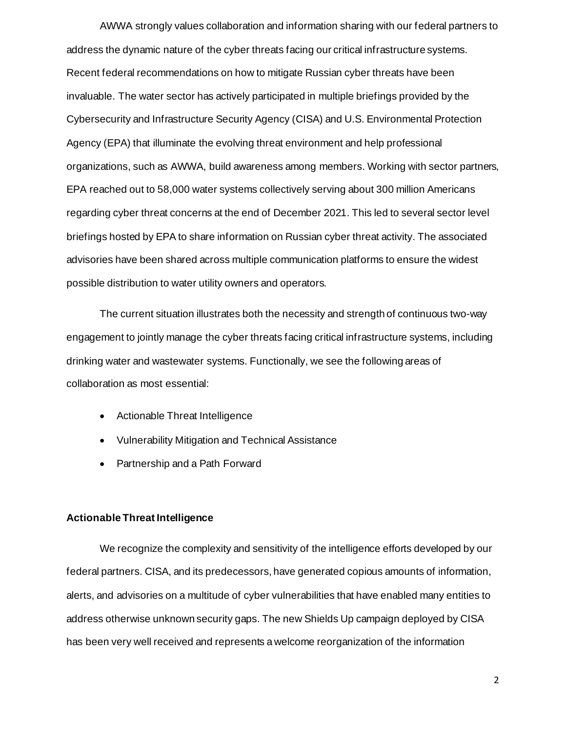AWWA strongly values collaboration and information sharing with our federal partners to address the dynamic nature of the cyber threats facing our critical infrastructure systems. Recent federal recommendations on how to mitigate Russian cyber threats have been invaluable. The water sector has actively participated in multiple briefings provided by the Cybersecurity and Infrastructure Security Agency (CISA) and U.S. Environmental Protection Agency (EPA) that illuminate the evolving threat environment and help professional organizations, such as AWWA, build awareness among members. Working with sector partners, EPA reached out to 58,000 water systems collectively serving about 300 million Americans regarding cyber threat concerns at the end of December 2021. This led to several sector level briefings hosted by EPA to share information on Russian cyber threat activity. The associated advisories have been shared across multiple communication platforms to ensure the widest possible distribution to water utility owners and operators.

The current situation illustrates both the necessity and strength of continuous two-way engagement to jointly manage the cyber threats facing critical infrastructure systems, including drinking water and wastewater systems. Functionally, we see the following areas of collaboration as most essential:

- Actionable Threat Intelligence
- Vulnerability Mitigation and Technical Assistance
- Partnership and a Path Forward

**Actionable Threat Intelligence**

We recognize the complexity and sensitivity of the intelligence efforts developed by our federal partners. CISA, and its predecessors, have generated copious amounts of information, alerts, and advisories on a multitude of cyber vulnerabilities that have enabled many entities to address otherwise unknown security gaps. The new Shields Up campaign deployed by CISA has been very well received and represents a welcome reorganization of the information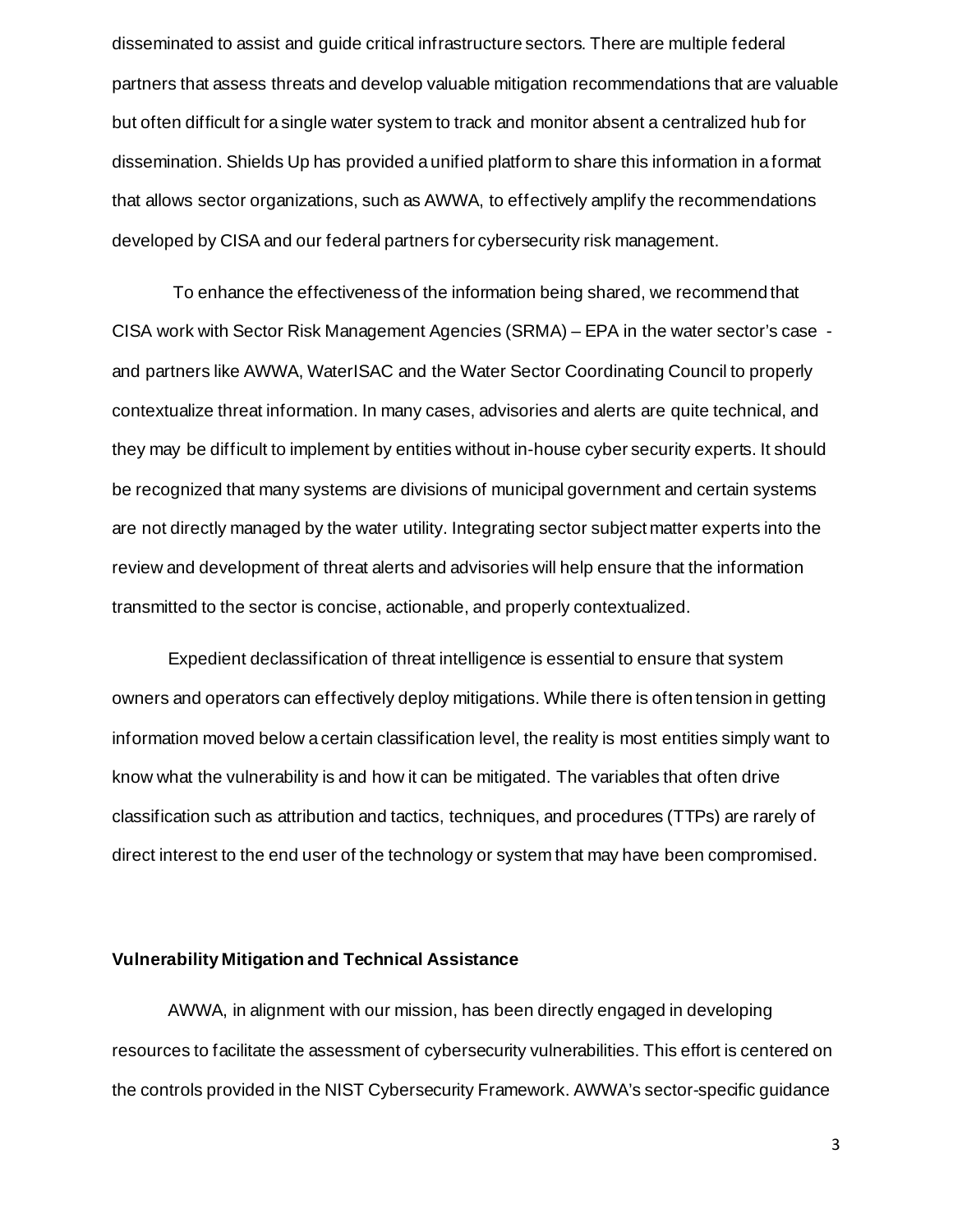disseminated to assist and guide critical infrastructure sectors. There are multiple federal partners that assess threats and develop valuable mitigation recommendations that are valuable but often difficult for a single water system to track and monitor absent a centralized hub for dissemination. Shields Up has provided a unified platform to share this information in a format that allows sector organizations, such as AWWA, to effectively amplify the recommendations developed by CISA and our federal partners for cybersecurity risk management.

To enhance the effectiveness of the information being shared, we recommend that CISA work with Sector Risk Management Agencies (SRMA) – EPA in the water sector's case - and partners like AWWA, WaterISAC and the Water Sector Coordinating Council to properly contextualize threat information. In many cases, advisories and alerts are quite technical, and they may be difficult to implement by entities without in-house cyber security experts. It should be recognized that many systems are divisions of municipal government and certain systems are not directly managed by the water utility. Integrating sector subject matter experts into the review and development of threat alerts and advisories will help ensure that the information transmitted to the sector is concise, actionable, and properly contextualized.

Expedient declassification of threat intelligence is essential to ensure that system owners and operators can effectively deploy mitigations. While there is often tension in getting information moved below a certain classification level, the reality is most entities simply want to know what the vulnerability is and how it can be mitigated. The variables that often drive classification such as attribution and tactics, techniques, and procedures (TTPs) are rarely of direct interest to the end user of the technology or system that may have been compromised.

**Vulnerability Mitigation and Technical Assistance**

AWWA, in alignment with our mission, has been directly engaged in developing resources to facilitate the assessment of cybersecurity vulnerabilities. This effort is centered on the controls provided in the NIST Cybersecurity Framework. AWWA's sector-specific guidance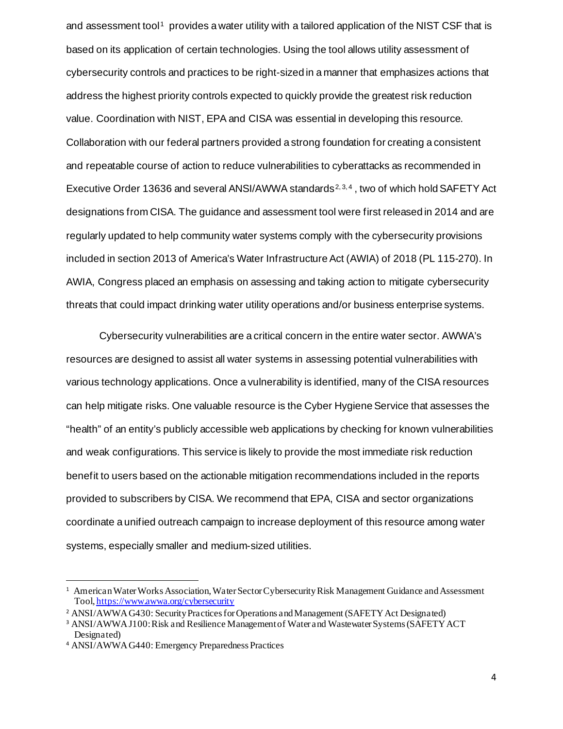and assessment tool[1] provides a water utility with a tailored application of the NIST CSF that is based on its application of certain technologies. Using the tool allows utility assessment of cybersecurity controls and practices to be right-sized in a manner that emphasizes actions that address the highest priority controls expected to quickly provide the greatest risk reduction value. Coordination with NIST, EPA and CISA was essential in developing this resource. Collaboration with our federal partners provided a strong foundation for creating a consistent and repeatable course of action to reduce vulnerabilities to cyberattacks as recommended in Executive Order 13636 and several ANSI/AWWA standards[2, 3, 4], two of which hold SAFETY Act designations from CISA. The guidance and assessment tool were first released in 2014 and are regularly updated to help community water systems comply with the cybersecurity provisions included in section 2013 of America's Water Infrastructure Act (AWIA) of 2018 (PL 115-270). In AWIA, Congress placed an emphasis on assessing and taking action to mitigate cybersecurity threats that could impact drinking water utility operations and/or business enterprise systems.

Cybersecurity vulnerabilities are a critical concern in the entire water sector. AWWA's resources are designed to assist all water systems in assessing potential vulnerabilities with various technology applications. Once a vulnerability is identified, many of the CISA resources can help mitigate risks. One valuable resource is the Cyber Hygiene Service that assesses the "health" of an entity's publicly accessible web applications by checking for known vulnerabilities and weak configurations. This service is likely to provide the most immediate risk reduction benefit to users based on the actionable mitigation recommendations included in the reports provided to subscribers by CISA. We recommend that EPA, CISA and sector organizations coordinate a unified outreach campaign to increase deployment of this resource among water systems, especially smaller and medium-sized utilities.

---

[1] American Water Works Association, Water Sector Cybersecurity Risk Management Guidance and Assessment Tool, https://www.awwa.org/cybersecurity

[2] ANSI/AWWA G430: Security Practices for Operations and Management (SAFETY Act Designated)

[3] ANSI/AWWA J100: Risk and Resilience Management of Water and Wastewater Systems (SAFETY ACT Designated)

[4] ANSI/AWWA G440: Emergency Preparedness Practices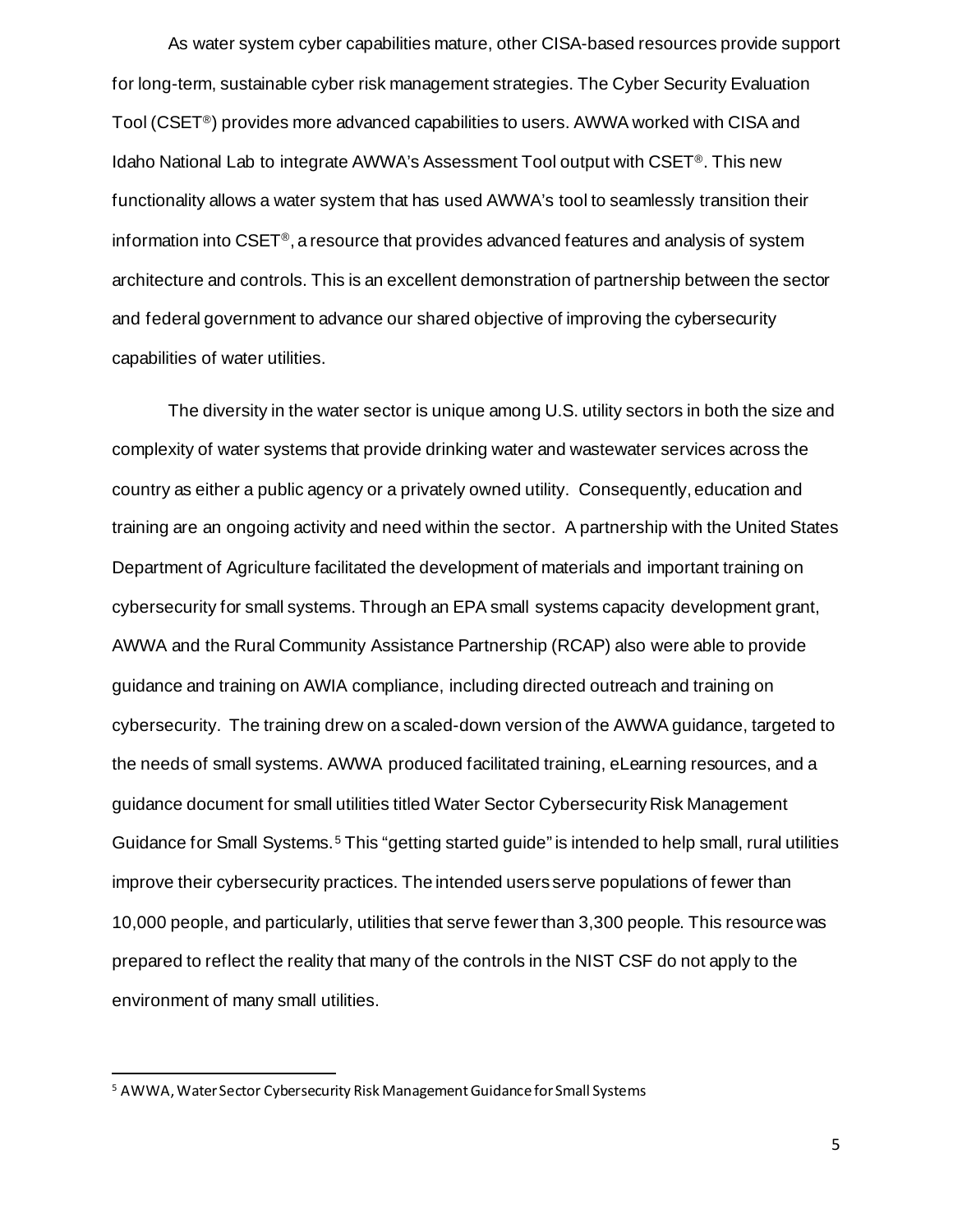As water system cyber capabilities mature, other CISA-based resources provide support for long-term, sustainable cyber risk management strategies. The Cyber Security Evaluation Tool (CSET®) provides more advanced capabilities to users. AWWA worked with CISA and Idaho National Lab to integrate AWWA's Assessment Tool output with CSET®. This new functionality allows a water system that has used AWWA's tool to seamlessly transition their information into CSET®, a resource that provides advanced features and analysis of system architecture and controls. This is an excellent demonstration of partnership between the sector and federal government to advance our shared objective of improving the cybersecurity capabilities of water utilities.

The diversity in the water sector is unique among U.S. utility sectors in both the size and complexity of water systems that provide drinking water and wastewater services across the country as either a public agency or a privately owned utility. Consequently, education and training are an ongoing activity and need within the sector. A partnership with the United States Department of Agriculture facilitated the development of materials and important training on cybersecurity for small systems. Through an EPA small systems capacity development grant, AWWA and the Rural Community Assistance Partnership (RCAP) also were able to provide guidance and training on AWIA compliance, including directed outreach and training on cybersecurity. The training drew on a scaled-down version of the AWWA guidance, targeted to the needs of small systems. AWWA produced facilitated training, eLearning resources, and a guidance document for small utilities titled Water Sector Cybersecurity Risk Management Guidance for Small Systems.[5] This "getting started guide" is intended to help small, rural utilities improve their cybersecurity practices. The intended users serve populations of fewer than 10,000 people, and particularly, utilities that serve fewer than 3,300 people. This resource was prepared to reflect the reality that many of the controls in the NIST CSF do not apply to the environment of many small utilities.

---

[5] AWWA, Water Sector Cybersecurity Risk Management Guidance for Small Systems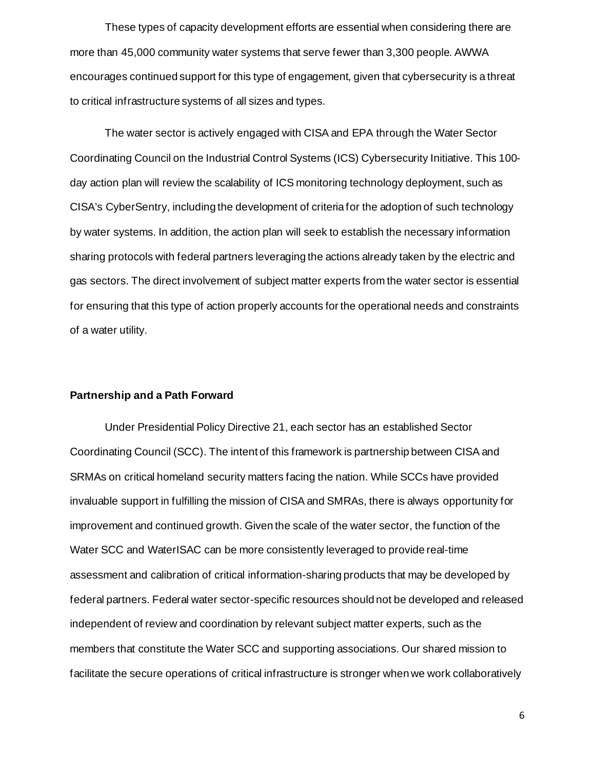These types of capacity development efforts are essential when considering there are more than 45,000 community water systems that serve fewer than 3,300 people. AWWA encourages continued support for this type of engagement, given that cybersecurity is a threat to critical infrastructure systems of all sizes and types.

The water sector is actively engaged with CISA and EPA through the Water Sector Coordinating Council on the Industrial Control Systems (ICS) Cybersecurity Initiative. This 100-day action plan will review the scalability of ICS monitoring technology deployment, such as CISA's CyberSentry, including the development of criteria for the adoption of such technology by water systems. In addition, the action plan will seek to establish the necessary information sharing protocols with federal partners leveraging the actions already taken by the electric and gas sectors. The direct involvement of subject matter experts from the water sector is essential for ensuring that this type of action properly accounts for the operational needs and constraints of a water utility.

**Partnership and a Path Forward**

Under Presidential Policy Directive 21, each sector has an established Sector Coordinating Council (SCC). The intent of this framework is partnership between CISA and SRMAs on critical homeland security matters facing the nation. While SCCs have provided invaluable support in fulfilling the mission of CISA and SMRAs, there is always opportunity for improvement and continued growth. Given the scale of the water sector, the function of the Water SCC and WaterISAC can be more consistently leveraged to provide real-time assessment and calibration of critical information-sharing products that may be developed by federal partners. Federal water sector-specific resources should not be developed and released independent of review and coordination by relevant subject matter experts, such as the members that constitute the Water SCC and supporting associations. Our shared mission to facilitate the secure operations of critical infrastructure is stronger when we work collaboratively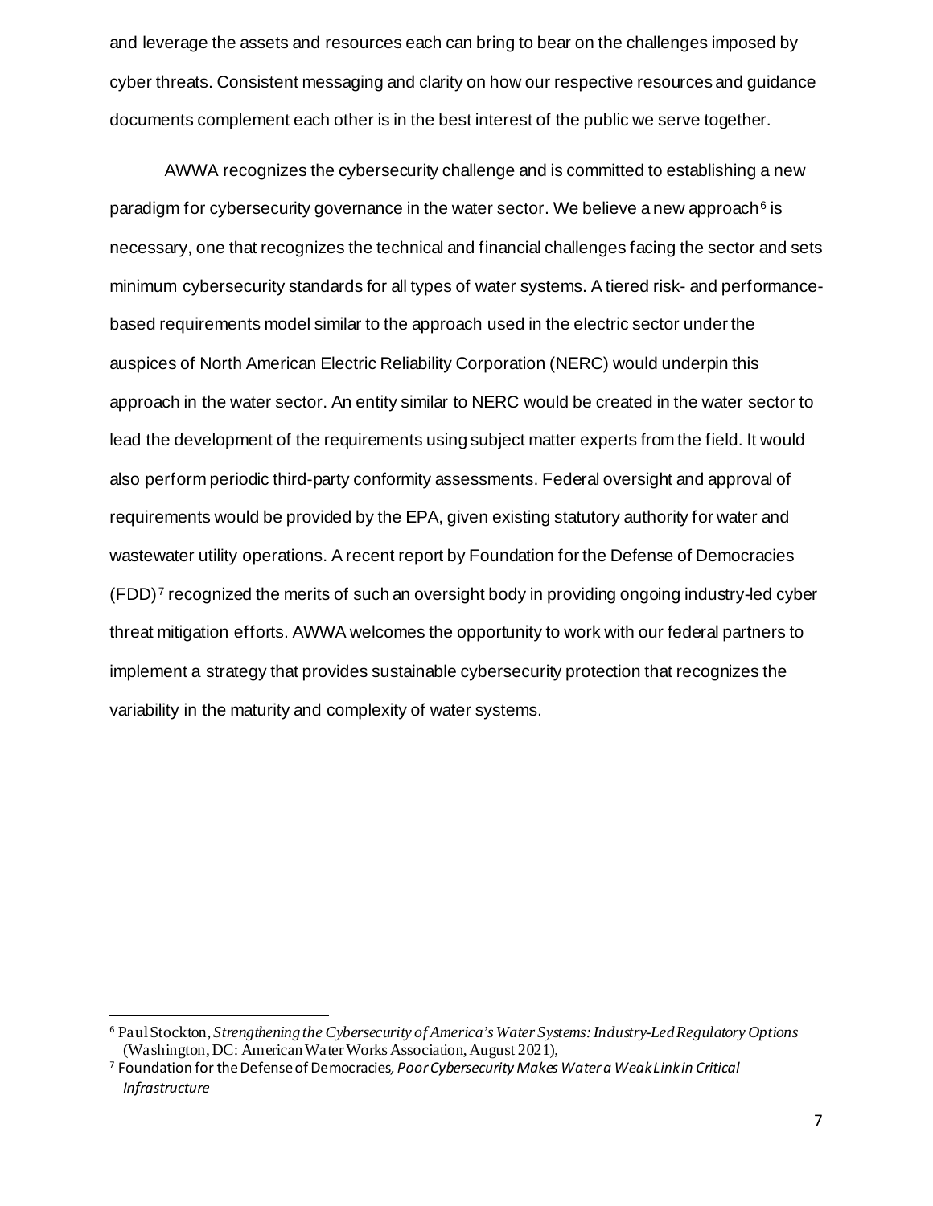and leverage the assets and resources each can bring to bear on the challenges imposed by cyber threats. Consistent messaging and clarity on how our respective resources and guidance documents complement each other is in the best interest of the public we serve together.

AWWA recognizes the cybersecurity challenge and is committed to establishing a new paradigm for cybersecurity governance in the water sector. We believe a new approach[6] is necessary, one that recognizes the technical and financial challenges facing the sector and sets minimum cybersecurity standards for all types of water systems. A tiered risk- and performance-based requirements model similar to the approach used in the electric sector under the auspices of North American Electric Reliability Corporation (NERC) would underpin this approach in the water sector. An entity similar to NERC would be created in the water sector to lead the development of the requirements using subject matter experts from the field. It would also perform periodic third-party conformity assessments. Federal oversight and approval of requirements would be provided by the EPA, given existing statutory authority for water and wastewater utility operations. A recent report by Foundation for the Defense of Democracies (FDD)[7] recognized the merits of such an oversight body in providing ongoing industry-led cyber threat mitigation efforts. AWWA welcomes the opportunity to work with our federal partners to implement a strategy that provides sustainable cybersecurity protection that recognizes the variability in the maturity and complexity of water systems.

---

[6] Paul Stockton, *Strengthening the Cybersecurity of America's Water Systems: Industry-Led Regulatory Options* (Washington, DC: American Water Works Association, August 2021),

[7] Foundation for the Defense of Democracies, *Poor Cybersecurity Makes Water a Weak Link in Critical Infrastructure*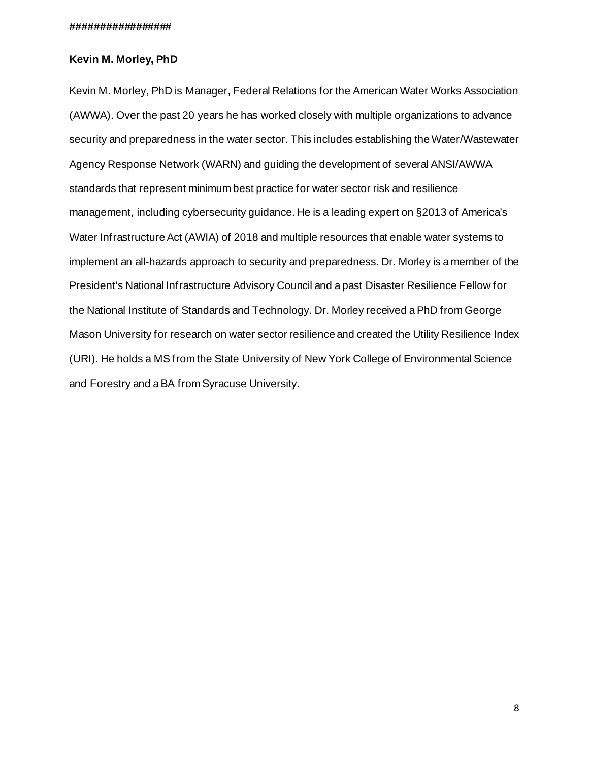################

**Kevin M. Morley, PhD**

Kevin M. Morley, PhD is Manager, Federal Relations for the American Water Works Association (AWWA). Over the past 20 years he has worked closely with multiple organizations to advance security and preparedness in the water sector. This includes establishing the Water/Wastewater Agency Response Network (WARN) and guiding the development of several ANSI/AWWA standards that represent minimum best practice for water sector risk and resilience management, including cybersecurity guidance. He is a leading expert on §2013 of America's Water Infrastructure Act (AWIA) of 2018 and multiple resources that enable water systems to implement an all-hazards approach to security and preparedness. Dr. Morley is a member of the President's National Infrastructure Advisory Council and a past Disaster Resilience Fellow for the National Institute of Standards and Technology. Dr. Morley received a PhD from George Mason University for research on water sector resilience and created the Utility Resilience Index (URI). He holds a MS from the State University of New York College of Environmental Science and Forestry and a BA from Syracuse University.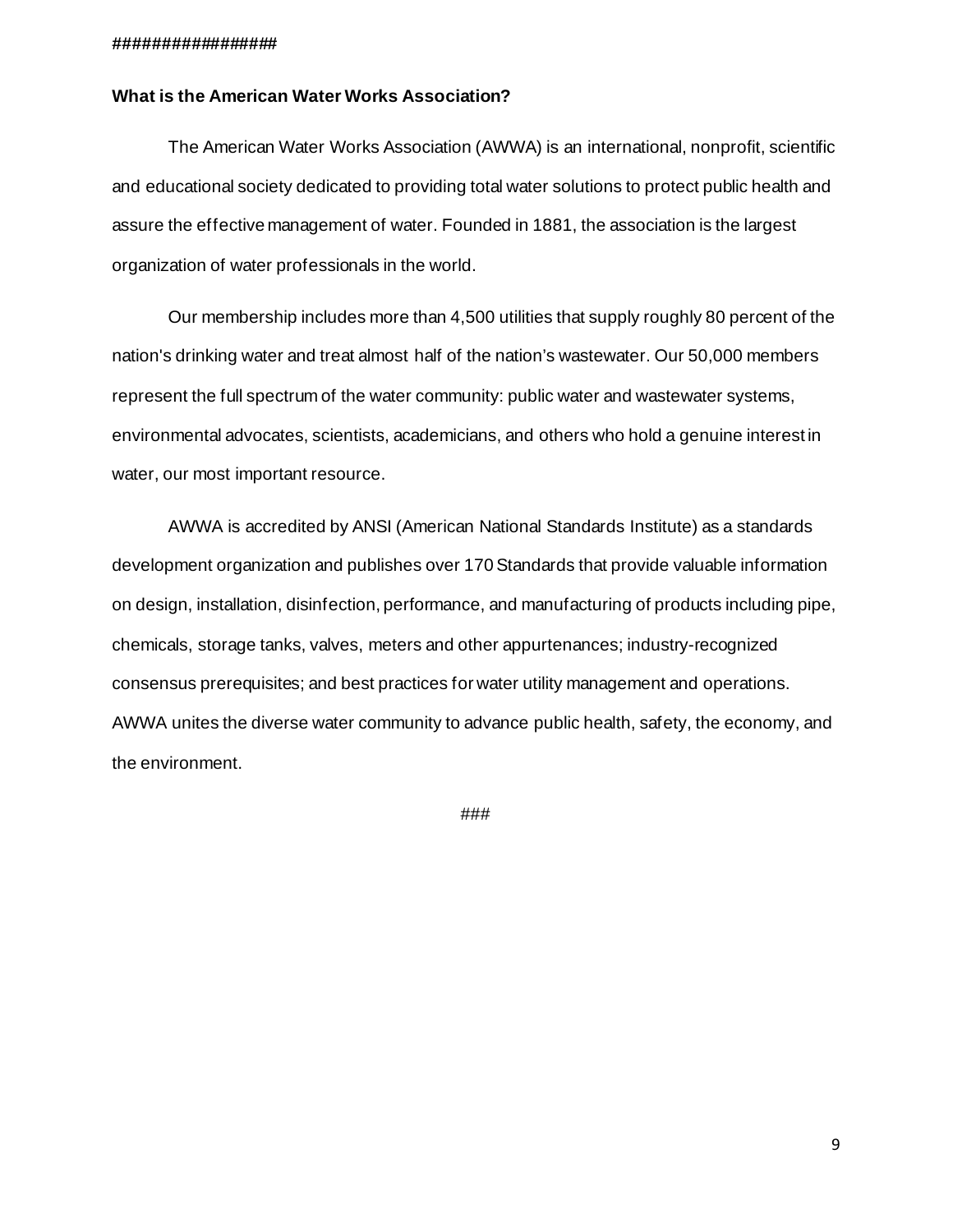################

**What is the American Water Works Association?**

The American Water Works Association (AWWA) is an international, nonprofit, scientific and educational society dedicated to providing total water solutions to protect public health and assure the effective management of water. Founded in 1881, the association is the largest organization of water professionals in the world.

Our membership includes more than 4,500 utilities that supply roughly 80 percent of the nation's drinking water and treat almost half of the nation's wastewater. Our 50,000 members represent the full spectrum of the water community: public water and wastewater systems, environmental advocates, scientists, academicians, and others who hold a genuine interest in water, our most important resource.

AWWA is accredited by ANSI (American National Standards Institute) as a standards development organization and publishes over 170 Standards that provide valuable information on design, installation, disinfection, performance, and manufacturing of products including pipe, chemicals, storage tanks, valves, meters and other appurtenances; industry-recognized consensus prerequisites; and best practices for water utility management and operations. AWWA unites the diverse water community to advance public health, safety, the economy, and the environment.

###